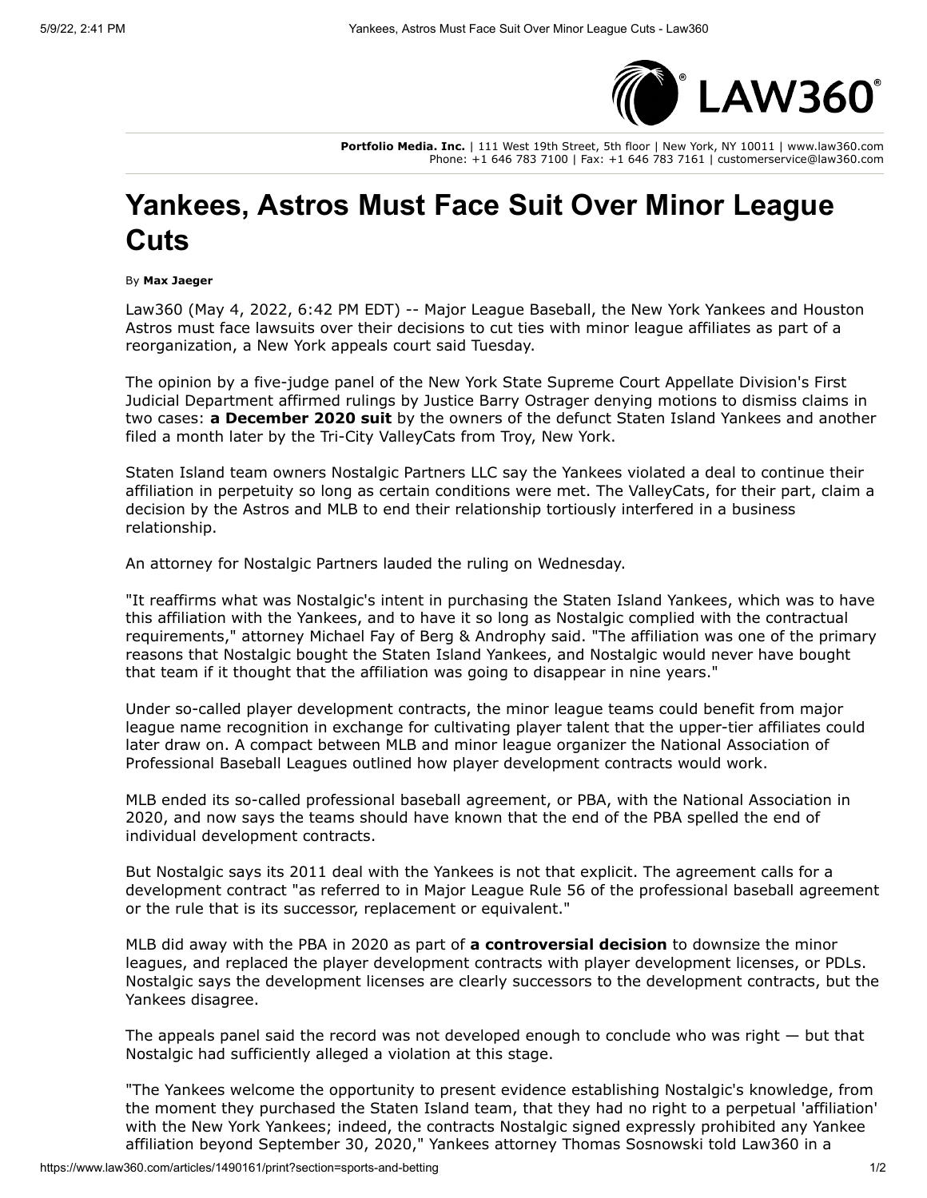Portfolio Media. Inc. | 111 West 19th Street, 5th floor | New York, NY 10011 | www.law360.com
Phone: +1 646 783 7100 | Fax: +1 646 783 7161 | customerservice@law360.com

# Yankees, Astros Must Face Suit Over Minor League Cuts

By **Max Jaeger**

Law360 (May 4, 2022, 6:42 PM EDT) -- Major League Baseball, the New York Yankees and Houston Astros must face lawsuits over their decisions to cut ties with minor league affiliates as part of a reorganization, a New York appeals court said Tuesday.

The opinion by a five-judge panel of the New York State Supreme Court Appellate Division's First Judicial Department affirmed rulings by Justice Barry Ostrager denying motions to dismiss claims in two cases: **a December 2020 suit** by the owners of the defunct Staten Island Yankees and another filed a month later by the Tri-City ValleyCats from Troy, New York.

Staten Island team owners Nostalgic Partners LLC say the Yankees violated a deal to continue their affiliation in perpetuity so long as certain conditions were met. The ValleyCats, for their part, claim a decision by the Astros and MLB to end their relationship tortiously interfered in a business relationship.

An attorney for Nostalgic Partners lauded the ruling on Wednesday.

"It reaffirms what was Nostalgic's intent in purchasing the Staten Island Yankees, which was to have this affiliation with the Yankees, and to have it so long as Nostalgic complied with the contractual requirements," attorney Michael Fay of Berg & Androphy said. "The affiliation was one of the primary reasons that Nostalgic bought the Staten Island Yankees, and Nostalgic would never have bought that team if it thought that the affiliation was going to disappear in nine years."

Under so-called player development contracts, the minor league teams could benefit from major league name recognition in exchange for cultivating player talent that the upper-tier affiliates could later draw on. A compact between MLB and minor league organizer the National Association of Professional Baseball Leagues outlined how player development contracts would work.

MLB ended its so-called professional baseball agreement, or PBA, with the National Association in 2020, and now says the teams should have known that the end of the PBA spelled the end of individual development contracts.

But Nostalgic says its 2011 deal with the Yankees is not that explicit. The agreement calls for a development contract "as referred to in Major League Rule 56 of the professional baseball agreement or the rule that is its successor, replacement or equivalent."

MLB did away with the PBA in 2020 as part of **a controversial decision** to downsize the minor leagues, and replaced the player development contracts with player development licenses, or PDLs. Nostalgic says the development licenses are clearly successors to the development contracts, but the Yankees disagree.

The appeals panel said the record was not developed enough to conclude who was right — but that Nostalgic had sufficiently alleged a violation at this stage.

"The Yankees welcome the opportunity to present evidence establishing Nostalgic's knowledge, from the moment they purchased the Staten Island team, that they had no right to a perpetual 'affiliation' with the New York Yankees; indeed, the contracts Nostalgic signed expressly prohibited any Yankee affiliation beyond September 30, 2020," Yankees attorney Thomas Sosnowski told Law360 in a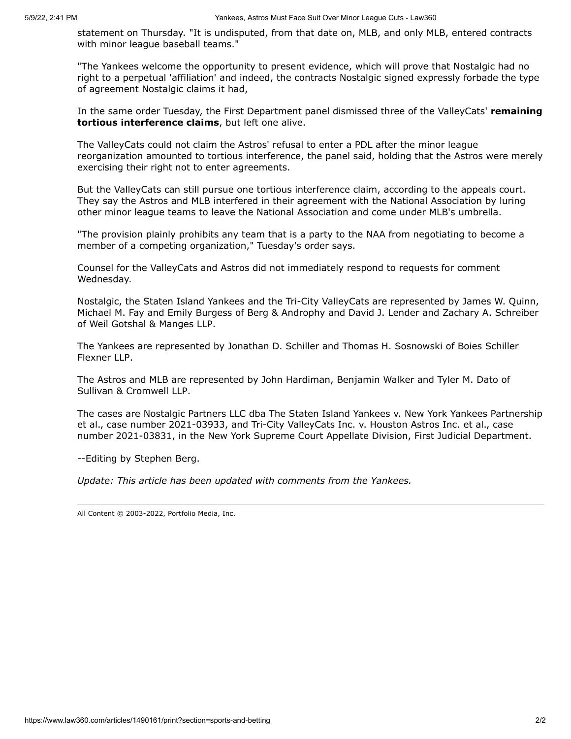statement on Thursday. "It is undisputed, from that date on, MLB, and only MLB, entered contracts with minor league baseball teams."

"The Yankees welcome the opportunity to present evidence, which will prove that Nostalgic had no right to a perpetual 'affiliation' and indeed, the contracts Nostalgic signed expressly forbade the type of agreement Nostalgic claims it had,

In the same order Tuesday, the First Department panel dismissed three of the ValleyCats' **remaining tortious interference claims**, but left one alive.

The ValleyCats could not claim the Astros' refusal to enter a PDL after the minor league reorganization amounted to tortious interference, the panel said, holding that the Astros were merely exercising their right not to enter agreements.

But the ValleyCats can still pursue one tortious interference claim, according to the appeals court. They say the Astros and MLB interfered in their agreement with the National Association by luring other minor league teams to leave the National Association and come under MLB's umbrella.

"The provision plainly prohibits any team that is a party to the NAA from negotiating to become a member of a competing organization," Tuesday's order says.

Counsel for the ValleyCats and Astros did not immediately respond to requests for comment Wednesday.

Nostalgic, the Staten Island Yankees and the Tri-City ValleyCats are represented by James W. Quinn, Michael M. Fay and Emily Burgess of Berg & Androphy and David J. Lender and Zachary A. Schreiber of Weil Gotshal & Manges LLP.

The Yankees are represented by Jonathan D. Schiller and Thomas H. Sosnowski of Boies Schiller Flexner LLP.

The Astros and MLB are represented by John Hardiman, Benjamin Walker and Tyler M. Dato of Sullivan & Cromwell LLP.

The cases are Nostalgic Partners LLC dba The Staten Island Yankees v. New York Yankees Partnership et al., case number 2021-03933, and Tri-City ValleyCats Inc. v. Houston Astros Inc. et al., case number 2021-03831, in the New York Supreme Court Appellate Division, First Judicial Department.

--Editing by Stephen Berg.

*Update: This article has been updated with comments from the Yankees.*

All Content © 2003-2022, Portfolio Media, Inc.